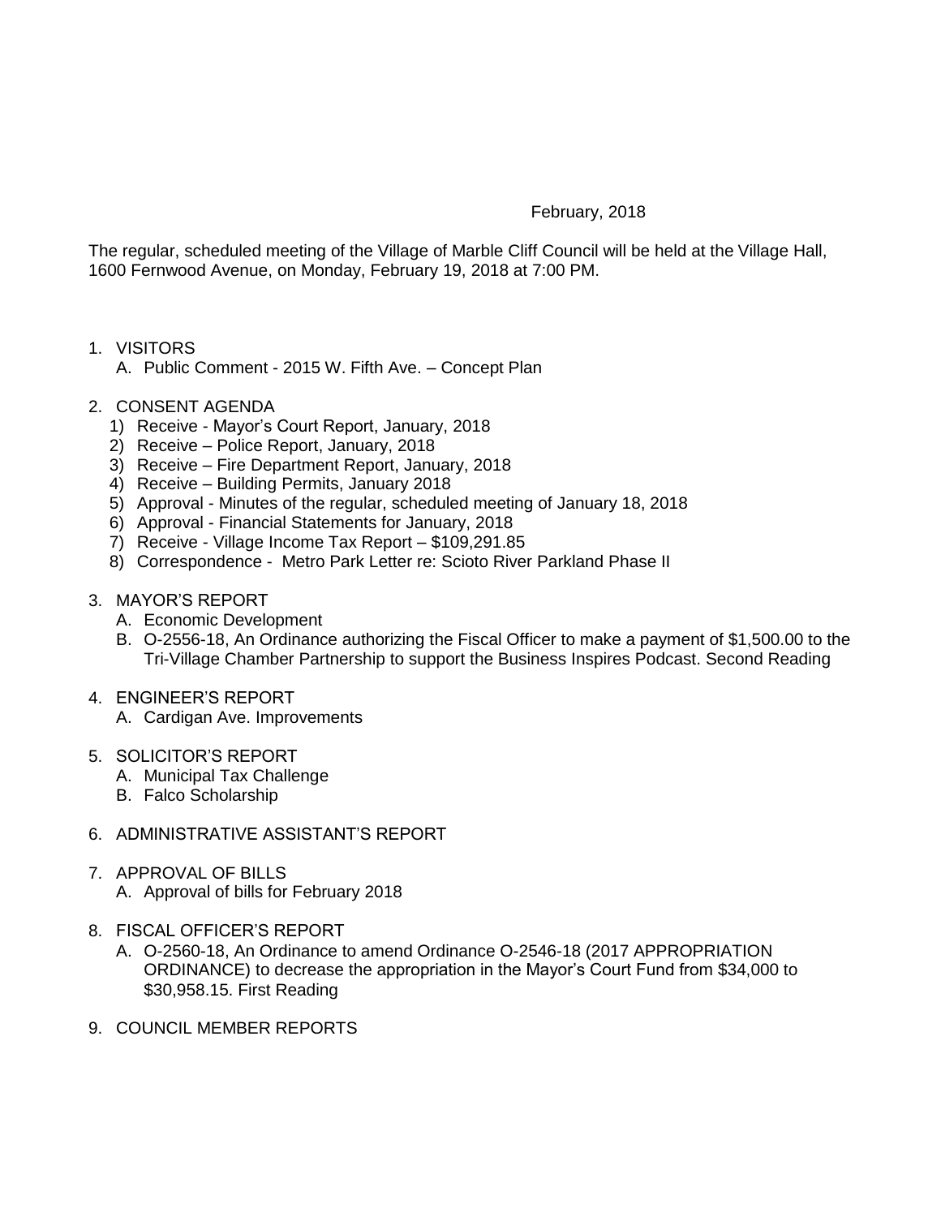February, 2018

The regular, scheduled meeting of the Village of Marble Cliff Council will be held at the Village Hall, 1600 Fernwood Avenue, on Monday, February 19, 2018 at 7:00 PM.

1. VISITORS
   A. Public Comment - 2015 W. Fifth Ave. – Concept Plan

2. CONSENT AGENDA
   1) Receive - Mayor's Court Report, January, 2018
   2) Receive – Police Report, January, 2018
   3) Receive – Fire Department Report, January, 2018
   4) Receive – Building Permits, January 2018
   5) Approval - Minutes of the regular, scheduled meeting of January 18, 2018
   6) Approval - Financial Statements for January, 2018
   7) Receive - Village Income Tax Report – $109,291.85
   8) Correspondence - Metro Park Letter re: Scioto River Parkland Phase II

3. MAYOR'S REPORT
   A. Economic Development
   B. O-2556-18, An Ordinance authorizing the Fiscal Officer to make a payment of $1,500.00 to the Tri-Village Chamber Partnership to support the Business Inspires Podcast. Second Reading

4. ENGINEER'S REPORT
   A. Cardigan Ave. Improvements

5. SOLICITOR'S REPORT
   A. Municipal Tax Challenge
   B. Falco Scholarship

6. ADMINISTRATIVE ASSISTANT'S REPORT

7. APPROVAL OF BILLS
   A. Approval of bills for February 2018

8. FISCAL OFFICER'S REPORT
   A. O-2560-18, An Ordinance to amend Ordinance O-2546-18 (2017 APPROPRIATION ORDINANCE) to decrease the appropriation in the Mayor's Court Fund from $34,000 to $30,958.15. First Reading

9. COUNCIL MEMBER REPORTS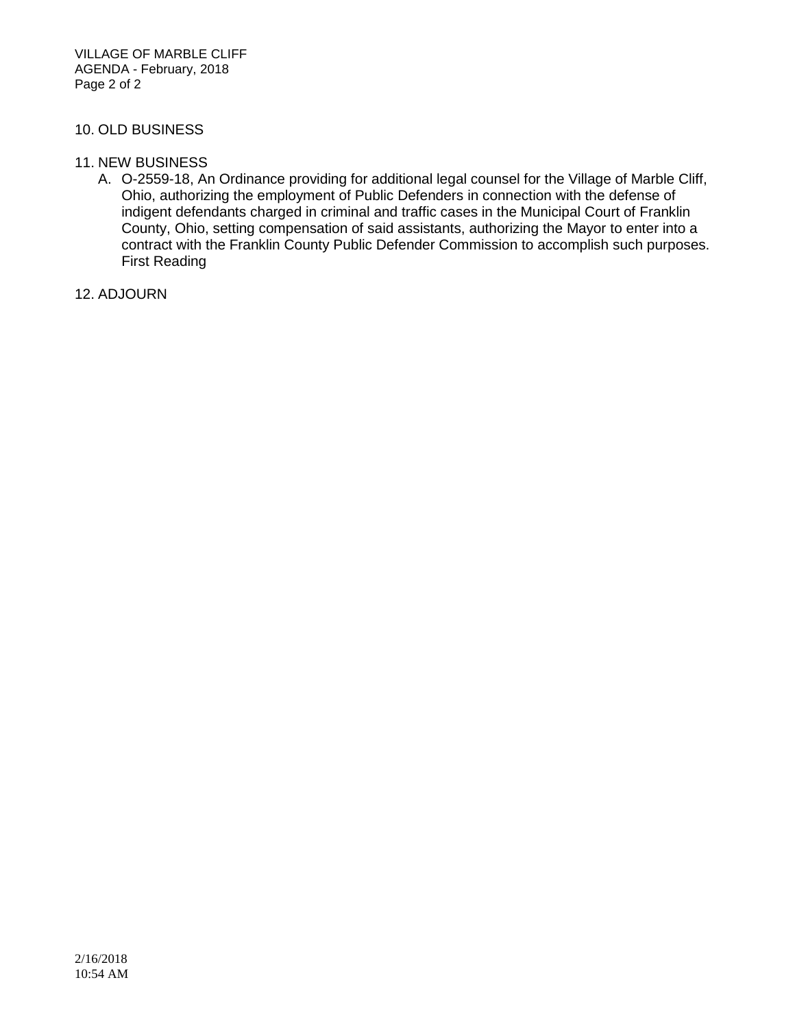10. OLD BUSINESS

11. NEW BUSINESS
    A. O-2559-18, An Ordinance providing for additional legal counsel for the Village of Marble Cliff, Ohio, authorizing the employment of Public Defenders in connection with the defense of indigent defendants charged in criminal and traffic cases in the Municipal Court of Franklin County, Ohio, setting compensation of said assistants, authorizing the Mayor to enter into a contract with the Franklin County Public Defender Commission to accomplish such purposes. First Reading

12. ADJOURN

2/16/2018
10:54 AM